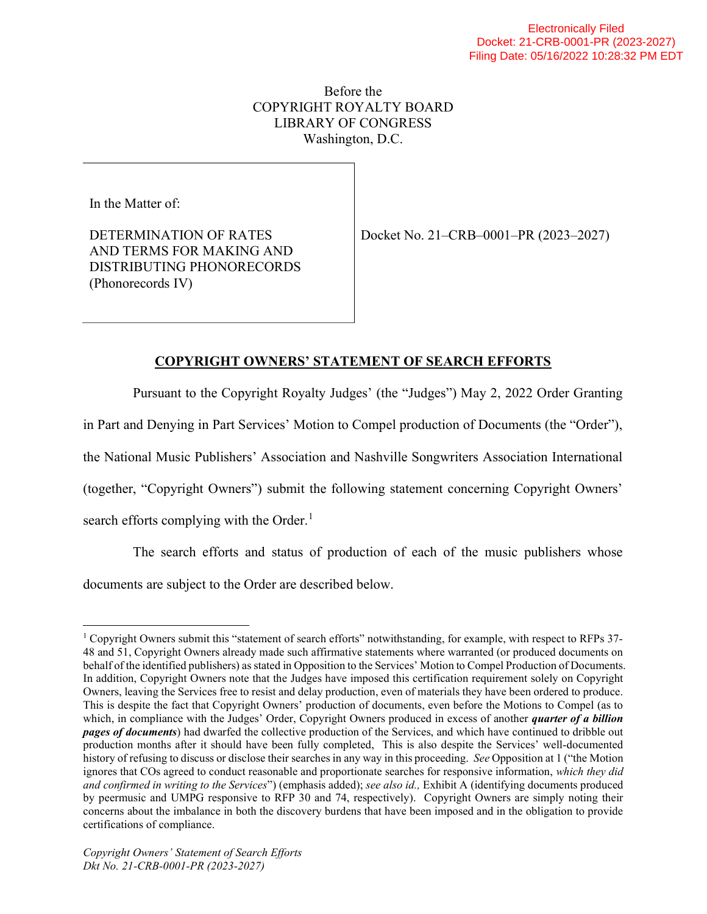Electronically Filed
Docket: 21-CRB-0001-PR (2023-2027)
Filing Date: 05/16/2022 10:28:32 PM EDT

Before the
COPYRIGHT ROYALTY BOARD
LIBRARY OF CONGRESS
Washington, D.C.

| | |
|---|---|
| In the Matter of:<br><br>DETERMINATION OF RATES AND TERMS FOR MAKING AND DISTRIBUTING PHONORECORDS (Phonorecords IV) | Docket No. 21–CRB–0001–PR (2023–2027) |

## COPYRIGHT OWNERS' STATEMENT OF SEARCH EFFORTS

Pursuant to the Copyright Royalty Judges' (the "Judges") May 2, 2022 Order Granting in Part and Denying in Part Services' Motion to Compel production of Documents (the "Order"), the National Music Publishers' Association and Nashville Songwriters Association International (together, "Copyright Owners") submit the following statement concerning Copyright Owners' search efforts complying with the Order.[1]

The search efforts and status of production of each of the music publishers whose documents are subject to the Order are described below.

---

[1] Copyright Owners submit this "statement of search efforts" notwithstanding, for example, with respect to RFPs 37-48 and 51, Copyright Owners already made such affirmative statements where warranted (or produced documents on behalf of the identified publishers) as stated in Opposition to the Services' Motion to Compel Production of Documents. In addition, Copyright Owners note that the Judges have imposed this certification requirement solely on Copyright Owners, leaving the Services free to resist and delay production, even of materials they have been ordered to produce. This is despite the fact that Copyright Owners' production of documents, even before the Motions to Compel (as to which, in compliance with the Judges' Order, Copyright Owners produced in excess of another ***quarter of a billion pages of documents***) had dwarfed the collective production of the Services, and which have continued to dribble out production months after it should have been fully completed, This is also despite the Services' well-documented history of refusing to discuss or disclose their searches in any way in this proceeding. *See* Opposition at 1 ("the Motion ignores that COs agreed to conduct reasonable and proportionate searches for responsive information, *which they did and confirmed in writing to the Services*") (emphasis added); *see also id.,* Exhibit A (identifying documents produced by peermusic and UMPG responsive to RFP 30 and 74, respectively). Copyright Owners are simply noting their concerns about the imbalance in both the discovery burdens that have been imposed and in the obligation to provide certifications of compliance.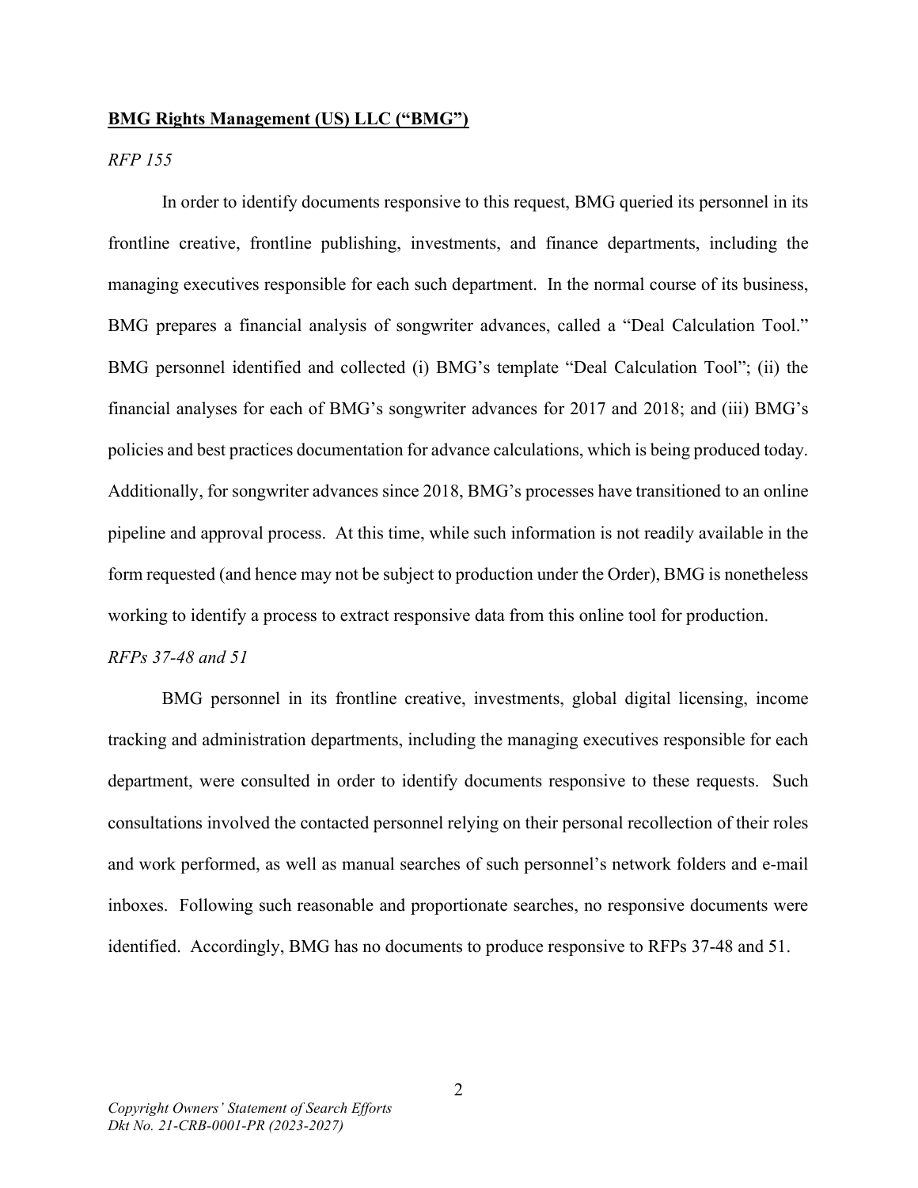**BMG Rights Management (US) LLC ("BMG")**

*RFP 155*

In order to identify documents responsive to this request, BMG queried its personnel in its frontline creative, frontline publishing, investments, and finance departments, including the managing executives responsible for each such department. In the normal course of its business, BMG prepares a financial analysis of songwriter advances, called a "Deal Calculation Tool." BMG personnel identified and collected (i) BMG's template "Deal Calculation Tool"; (ii) the financial analyses for each of BMG's songwriter advances for 2017 and 2018; and (iii) BMG's policies and best practices documentation for advance calculations, which is being produced today. Additionally, for songwriter advances since 2018, BMG's processes have transitioned to an online pipeline and approval process. At this time, while such information is not readily available in the form requested (and hence may not be subject to production under the Order), BMG is nonetheless working to identify a process to extract responsive data from this online tool for production.

*RFPs 37-48 and 51*

BMG personnel in its frontline creative, investments, global digital licensing, income tracking and administration departments, including the managing executives responsible for each department, were consulted in order to identify documents responsive to these requests. Such consultations involved the contacted personnel relying on their personal recollection of their roles and work performed, as well as manual searches of such personnel's network folders and e-mail inboxes. Following such reasonable and proportionate searches, no responsive documents were identified. Accordingly, BMG has no documents to produce responsive to RFPs 37-48 and 51.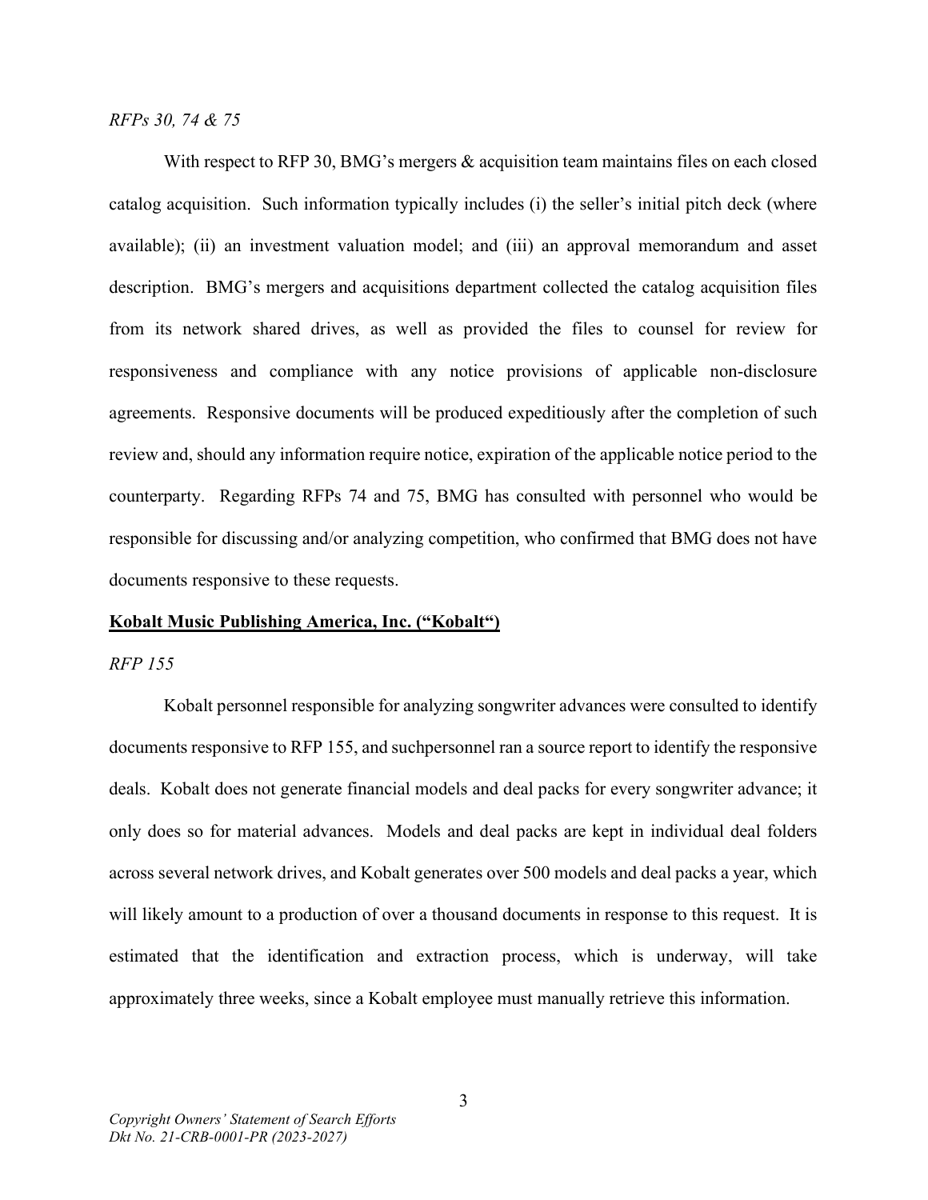*RFPs 30, 74 & 75*

With respect to RFP 30, BMG's mergers & acquisition team maintains files on each closed catalog acquisition. Such information typically includes (i) the seller's initial pitch deck (where available); (ii) an investment valuation model; and (iii) an approval memorandum and asset description. BMG's mergers and acquisitions department collected the catalog acquisition files from its network shared drives, as well as provided the files to counsel for review for responsiveness and compliance with any notice provisions of applicable non-disclosure agreements. Responsive documents will be produced expeditiously after the completion of such review and, should any information require notice, expiration of the applicable notice period to the counterparty. Regarding RFPs 74 and 75, BMG has consulted with personnel who would be responsible for discussing and/or analyzing competition, who confirmed that BMG does not have documents responsive to these requests.

**<u>Kobalt Music Publishing America, Inc. ("Kobalt")</u>**

*RFP 155*

Kobalt personnel responsible for analyzing songwriter advances were consulted to identify documents responsive to RFP 155, and suchpersonnel ran a source report to identify the responsive deals. Kobalt does not generate financial models and deal packs for every songwriter advance; it only does so for material advances. Models and deal packs are kept in individual deal folders across several network drives, and Kobalt generates over 500 models and deal packs a year, which will likely amount to a production of over a thousand documents in response to this request. It is estimated that the identification and extraction process, which is underway, will take approximately three weeks, since a Kobalt employee must manually retrieve this information.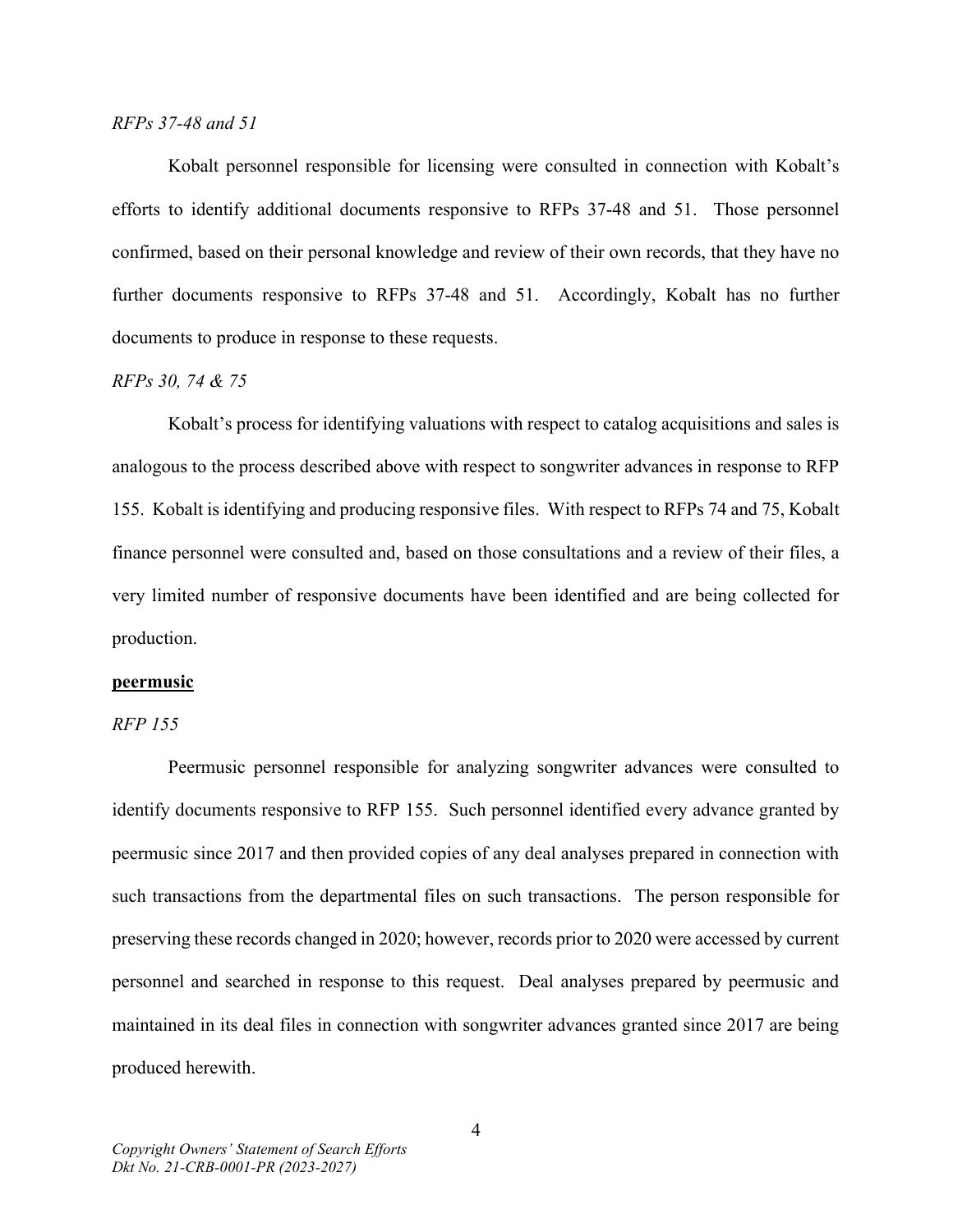*RFPs 37-48 and 51*

Kobalt personnel responsible for licensing were consulted in connection with Kobalt's efforts to identify additional documents responsive to RFPs 37-48 and 51. Those personnel confirmed, based on their personal knowledge and review of their own records, that they have no further documents responsive to RFPs 37-48 and 51. Accordingly, Kobalt has no further documents to produce in response to these requests.

*RFPs 30, 74 & 75*

Kobalt's process for identifying valuations with respect to catalog acquisitions and sales is analogous to the process described above with respect to songwriter advances in response to RFP 155. Kobalt is identifying and producing responsive files. With respect to RFPs 74 and 75, Kobalt finance personnel were consulted and, based on those consultations and a review of their files, a very limited number of responsive documents have been identified and are being collected for production.

**peermusic**

*RFP 155*

Peermusic personnel responsible for analyzing songwriter advances were consulted to identify documents responsive to RFP 155. Such personnel identified every advance granted by peermusic since 2017 and then provided copies of any deal analyses prepared in connection with such transactions from the departmental files on such transactions. The person responsible for preserving these records changed in 2020; however, records prior to 2020 were accessed by current personnel and searched in response to this request. Deal analyses prepared by peermusic and maintained in its deal files in connection with songwriter advances granted since 2017 are being produced herewith.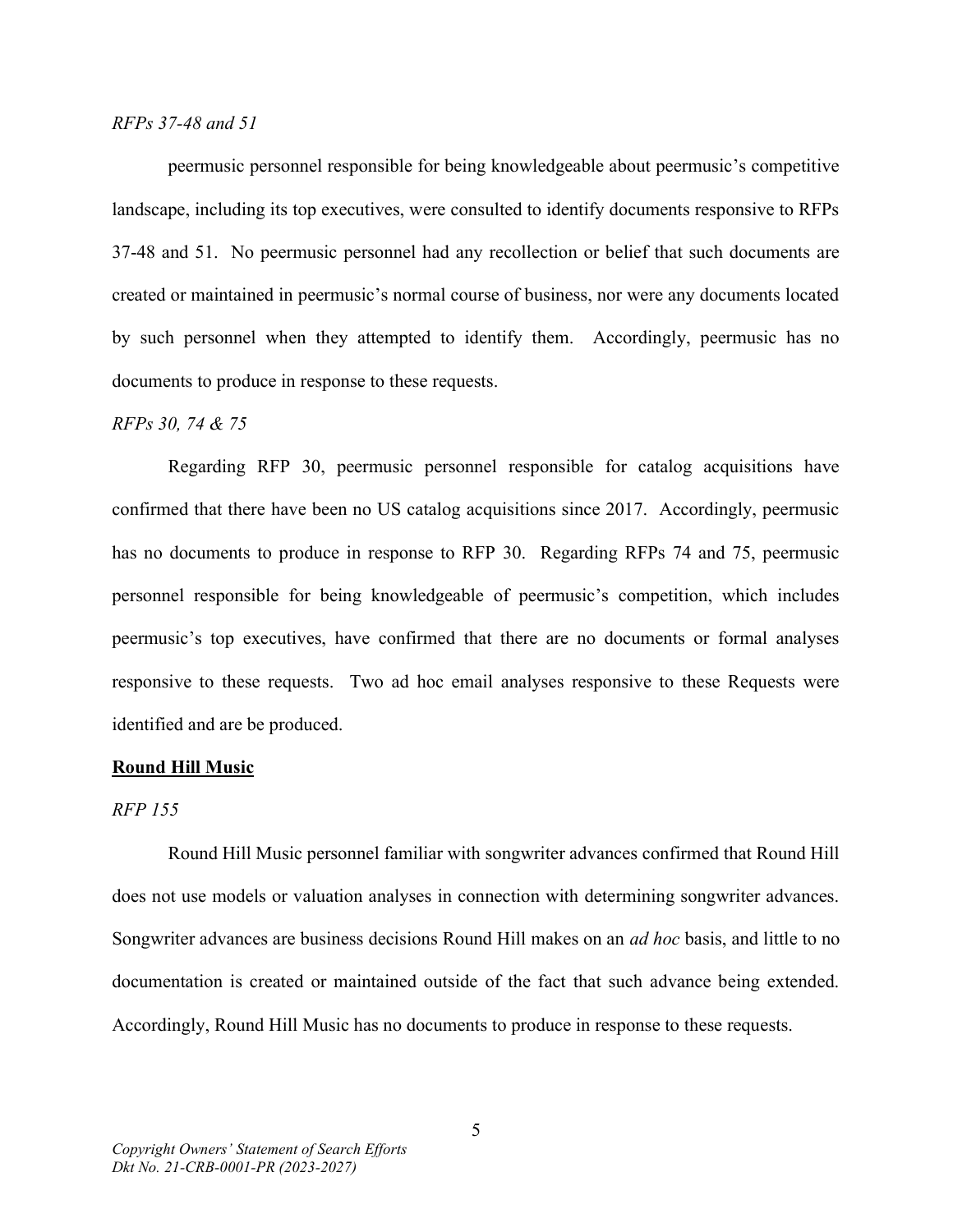*RFPs 37-48 and 51*

peermusic personnel responsible for being knowledgeable about peermusic's competitive landscape, including its top executives, were consulted to identify documents responsive to RFPs 37-48 and 51. No peermusic personnel had any recollection or belief that such documents are created or maintained in peermusic's normal course of business, nor were any documents located by such personnel when they attempted to identify them. Accordingly, peermusic has no documents to produce in response to these requests.

*RFPs 30, 74 & 75*

Regarding RFP 30, peermusic personnel responsible for catalog acquisitions have confirmed that there have been no US catalog acquisitions since 2017. Accordingly, peermusic has no documents to produce in response to RFP 30. Regarding RFPs 74 and 75, peermusic personnel responsible for being knowledgeable of peermusic's competition, which includes peermusic's top executives, have confirmed that there are no documents or formal analyses responsive to these requests. Two ad hoc email analyses responsive to these Requests were identified and are be produced.

**Round Hill Music**

*RFP 155*

Round Hill Music personnel familiar with songwriter advances confirmed that Round Hill does not use models or valuation analyses in connection with determining songwriter advances. Songwriter advances are business decisions Round Hill makes on an *ad hoc* basis, and little to no documentation is created or maintained outside of the fact that such advance being extended. Accordingly, Round Hill Music has no documents to produce in response to these requests.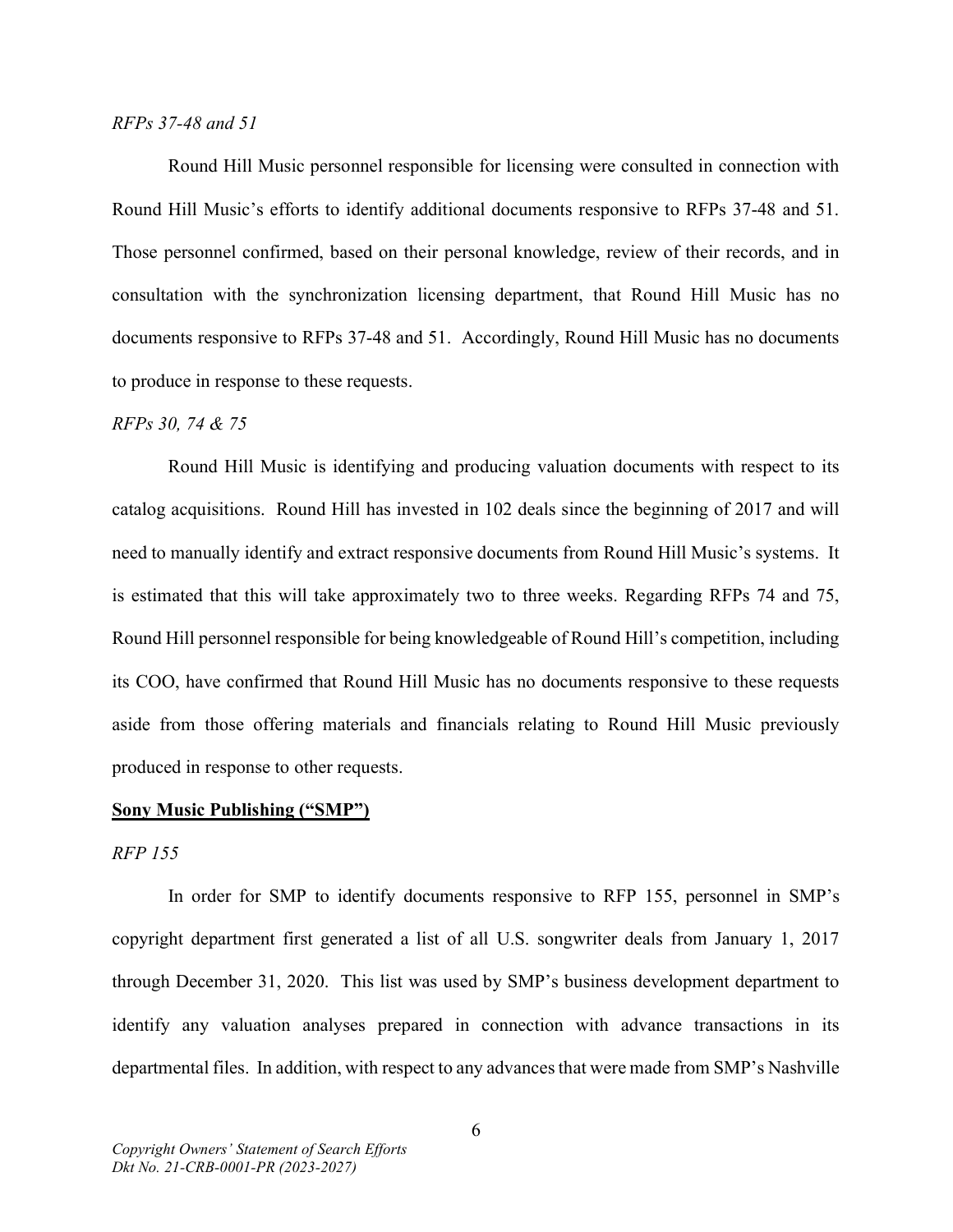*RFPs 37-48 and 51*

Round Hill Music personnel responsible for licensing were consulted in connection with Round Hill Music's efforts to identify additional documents responsive to RFPs 37-48 and 51. Those personnel confirmed, based on their personal knowledge, review of their records, and in consultation with the synchronization licensing department, that Round Hill Music has no documents responsive to RFPs 37-48 and 51. Accordingly, Round Hill Music has no documents to produce in response to these requests.

*RFPs 30, 74 & 75*

Round Hill Music is identifying and producing valuation documents with respect to its catalog acquisitions. Round Hill has invested in 102 deals since the beginning of 2017 and will need to manually identify and extract responsive documents from Round Hill Music's systems. It is estimated that this will take approximately two to three weeks. Regarding RFPs 74 and 75, Round Hill personnel responsible for being knowledgeable of Round Hill's competition, including its COO, have confirmed that Round Hill Music has no documents responsive to these requests aside from those offering materials and financials relating to Round Hill Music previously produced in response to other requests.

**Sony Music Publishing ("SMP")**

*RFP 155*

In order for SMP to identify documents responsive to RFP 155, personnel in SMP's copyright department first generated a list of all U.S. songwriter deals from January 1, 2017 through December 31, 2020. This list was used by SMP's business development department to identify any valuation analyses prepared in connection with advance transactions in its departmental files. In addition, with respect to any advances that were made from SMP's Nashville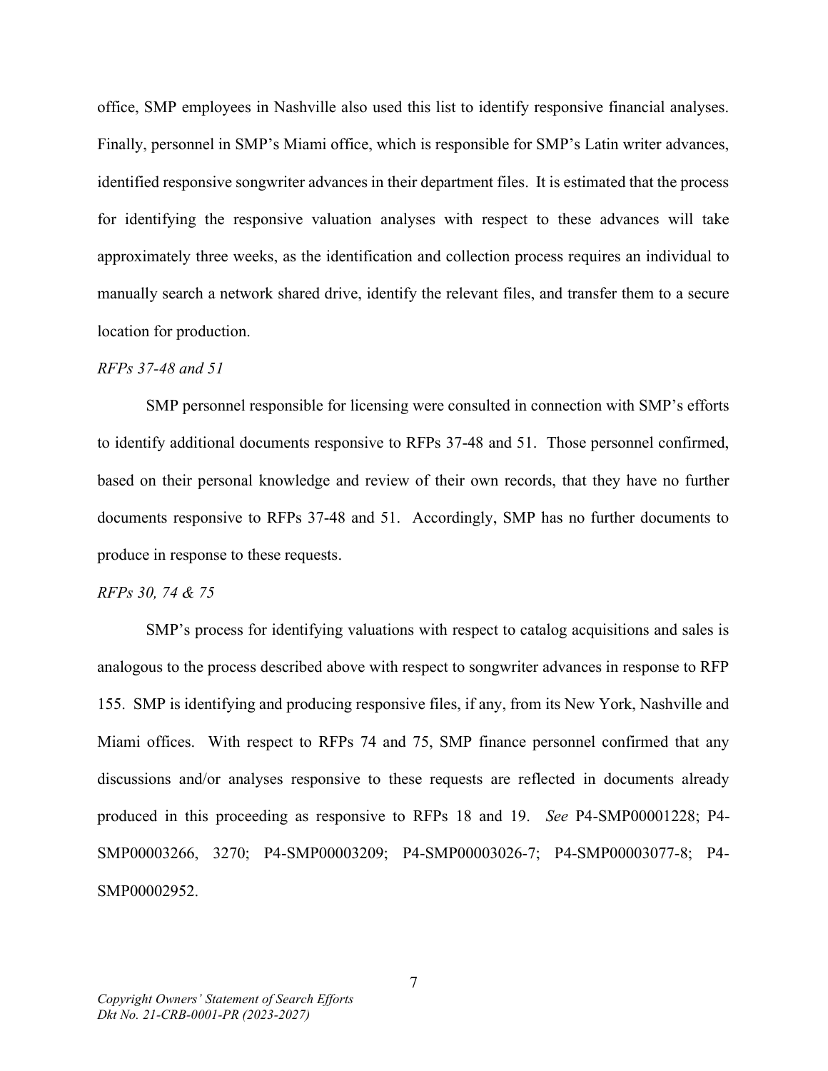office, SMP employees in Nashville also used this list to identify responsive financial analyses. Finally, personnel in SMP's Miami office, which is responsible for SMP's Latin writer advances, identified responsive songwriter advances in their department files. It is estimated that the process for identifying the responsive valuation analyses with respect to these advances will take approximately three weeks, as the identification and collection process requires an individual to manually search a network shared drive, identify the relevant files, and transfer them to a secure location for production.

*RFPs 37-48 and 51*

SMP personnel responsible for licensing were consulted in connection with SMP's efforts to identify additional documents responsive to RFPs 37-48 and 51. Those personnel confirmed, based on their personal knowledge and review of their own records, that they have no further documents responsive to RFPs 37-48 and 51. Accordingly, SMP has no further documents to produce in response to these requests.

*RFPs 30, 74 & 75*

SMP's process for identifying valuations with respect to catalog acquisitions and sales is analogous to the process described above with respect to songwriter advances in response to RFP 155. SMP is identifying and producing responsive files, if any, from its New York, Nashville and Miami offices. With respect to RFPs 74 and 75, SMP finance personnel confirmed that any discussions and/or analyses responsive to these requests are reflected in documents already produced in this proceeding as responsive to RFPs 18 and 19. *See* P4-SMP00001228; P4-SMP00003266, 3270; P4-SMP00003209; P4-SMP00003026-7; P4-SMP00003077-8; P4-SMP00002952.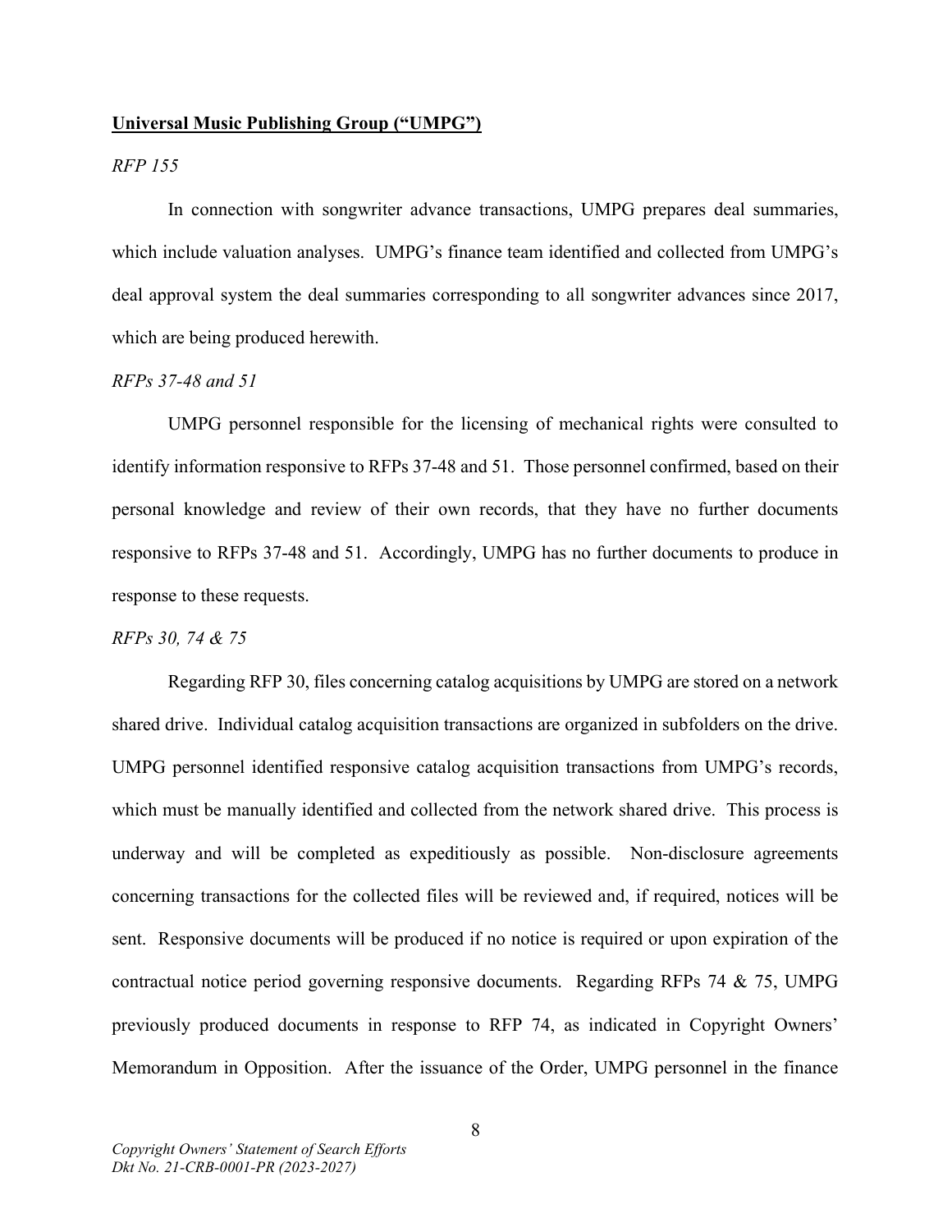**Universal Music Publishing Group ("UMPG")**

*RFP 155*

In connection with songwriter advance transactions, UMPG prepares deal summaries, which include valuation analyses. UMPG's finance team identified and collected from UMPG's deal approval system the deal summaries corresponding to all songwriter advances since 2017, which are being produced herewith.

*RFPs 37-48 and 51*

UMPG personnel responsible for the licensing of mechanical rights were consulted to identify information responsive to RFPs 37-48 and 51. Those personnel confirmed, based on their personal knowledge and review of their own records, that they have no further documents responsive to RFPs 37-48 and 51. Accordingly, UMPG has no further documents to produce in response to these requests.

*RFPs 30, 74 & 75*

Regarding RFP 30, files concerning catalog acquisitions by UMPG are stored on a network shared drive. Individual catalog acquisition transactions are organized in subfolders on the drive. UMPG personnel identified responsive catalog acquisition transactions from UMPG's records, which must be manually identified and collected from the network shared drive. This process is underway and will be completed as expeditiously as possible. Non-disclosure agreements concerning transactions for the collected files will be reviewed and, if required, notices will be sent. Responsive documents will be produced if no notice is required or upon expiration of the contractual notice period governing responsive documents. Regarding RFPs 74 & 75, UMPG previously produced documents in response to RFP 74, as indicated in Copyright Owners' Memorandum in Opposition. After the issuance of the Order, UMPG personnel in the finance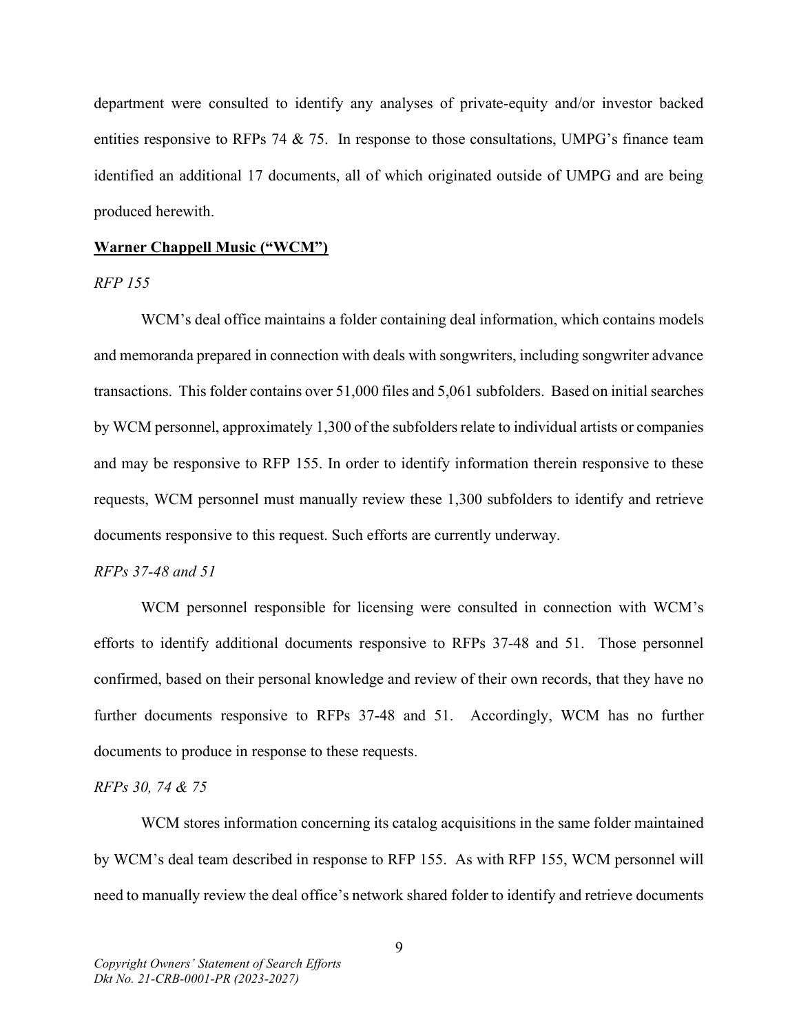department were consulted to identify any analyses of private-equity and/or investor backed entities responsive to RFPs 74 & 75. In response to those consultations, UMPG's finance team identified an additional 17 documents, all of which originated outside of UMPG and are being produced herewith.

**<u>Warner Chappell Music ("WCM")</u>**

*RFP 155*

WCM's deal office maintains a folder containing deal information, which contains models and memoranda prepared in connection with deals with songwriters, including songwriter advance transactions. This folder contains over 51,000 files and 5,061 subfolders. Based on initial searches by WCM personnel, approximately 1,300 of the subfolders relate to individual artists or companies and may be responsive to RFP 155. In order to identify information therein responsive to these requests, WCM personnel must manually review these 1,300 subfolders to identify and retrieve documents responsive to this request. Such efforts are currently underway.

*RFPs 37-48 and 51*

WCM personnel responsible for licensing were consulted in connection with WCM's efforts to identify additional documents responsive to RFPs 37-48 and 51. Those personnel confirmed, based on their personal knowledge and review of their own records, that they have no further documents responsive to RFPs 37-48 and 51. Accordingly, WCM has no further documents to produce in response to these requests.

*RFPs 30, 74 & 75*

WCM stores information concerning its catalog acquisitions in the same folder maintained by WCM's deal team described in response to RFP 155. As with RFP 155, WCM personnel will need to manually review the deal office's network shared folder to identify and retrieve documents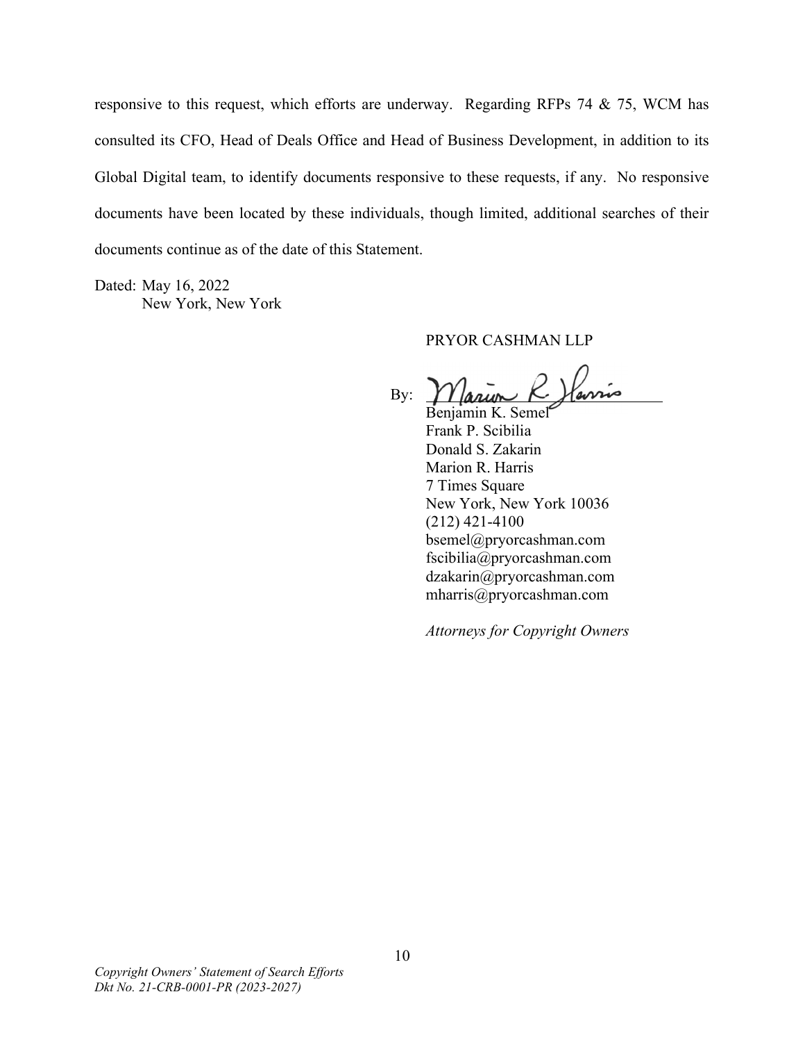responsive to this request, which efforts are underway. Regarding RFPs 74 & 75, WCM has consulted its CFO, Head of Deals Office and Head of Business Development, in addition to its Global Digital team, to identify documents responsive to these requests, if any. No responsive documents have been located by these individuals, though limited, additional searches of their documents continue as of the date of this Statement.

Dated: May 16, 2022
New York, New York

PRYOR CASHMAN LLP

By: /s/ Marion R. Harris

Benjamin K. Semel
Frank P. Scibilia
Donald S. Zakarin
Marion R. Harris
7 Times Square
New York, New York 10036
(212) 421-4100
bsemel@pryorcashman.com
fscibilia@pryorcashman.com
dzakarin@pryorcashman.com
mharris@pryorcashman.com

*Attorneys for Copyright Owners*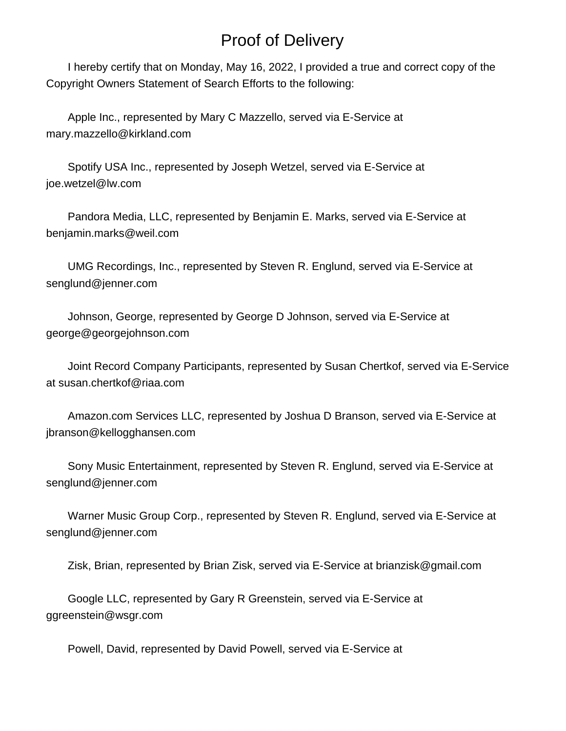# Proof of Delivery

I hereby certify that on Monday, May 16, 2022, I provided a true and correct copy of the Copyright Owners Statement of Search Efforts to the following:

Apple Inc., represented by Mary C Mazzello, served via E-Service at mary.mazzello@kirkland.com

Spotify USA Inc., represented by Joseph Wetzel, served via E-Service at joe.wetzel@lw.com

Pandora Media, LLC, represented by Benjamin E. Marks, served via E-Service at benjamin.marks@weil.com

UMG Recordings, Inc., represented by Steven R. Englund, served via E-Service at senglund@jenner.com

Johnson, George, represented by George D Johnson, served via E-Service at george@georgejohnson.com

Joint Record Company Participants, represented by Susan Chertkof, served via E-Service at susan.chertkof@riaa.com

Amazon.com Services LLC, represented by Joshua D Branson, served via E-Service at jbranson@kellogghansen.com

Sony Music Entertainment, represented by Steven R. Englund, served via E-Service at senglund@jenner.com

Warner Music Group Corp., represented by Steven R. Englund, served via E-Service at senglund@jenner.com

Zisk, Brian, represented by Brian Zisk, served via E-Service at brianzisk@gmail.com

Google LLC, represented by Gary R Greenstein, served via E-Service at ggreenstein@wsgr.com

Powell, David, represented by David Powell, served via E-Service at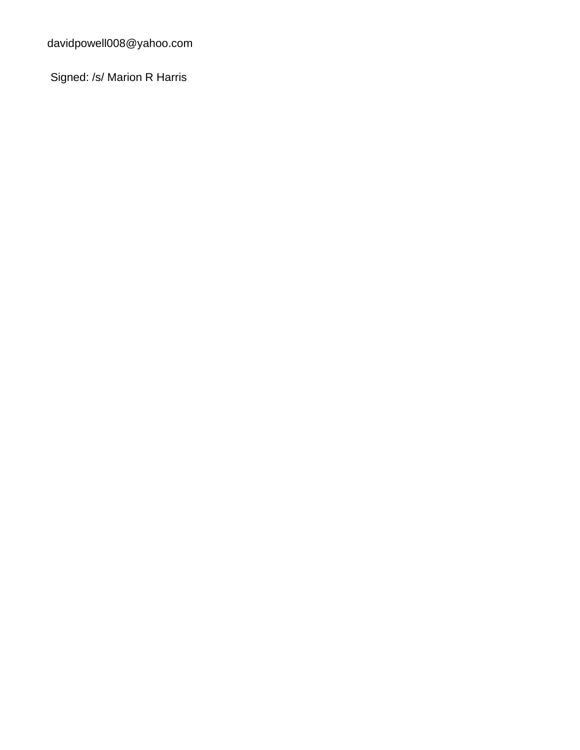davidpowell008@yahoo.com

Signed: /s/ Marion R Harris